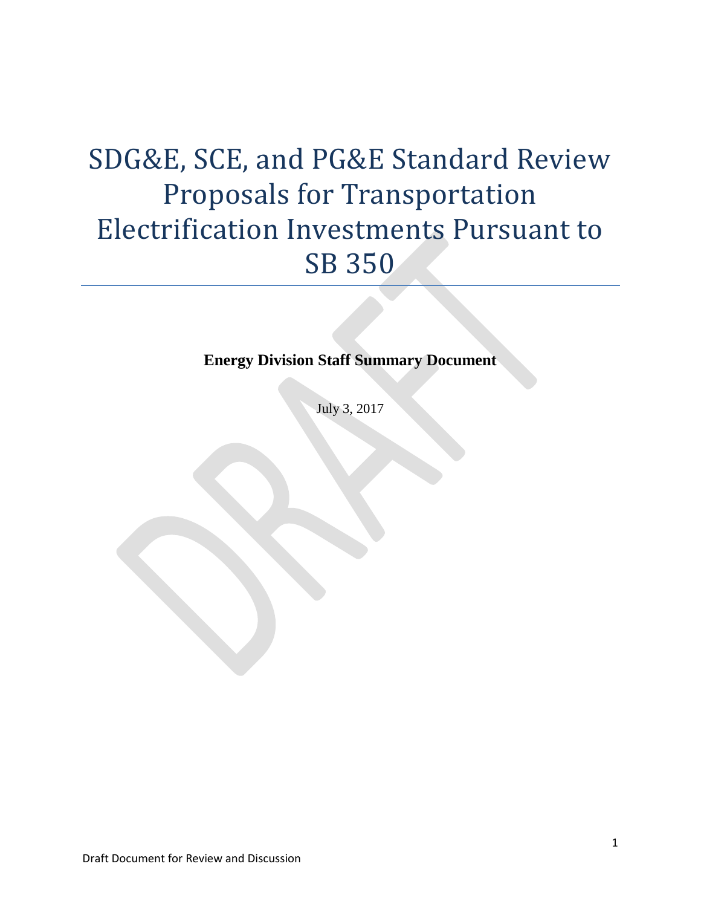# SDG&E, SCE, and PG&E Standard Review Proposals for Transportation Electrification Investments Pursuant to SB 350

**Energy Division Staff Summary Document**

July 3, 2017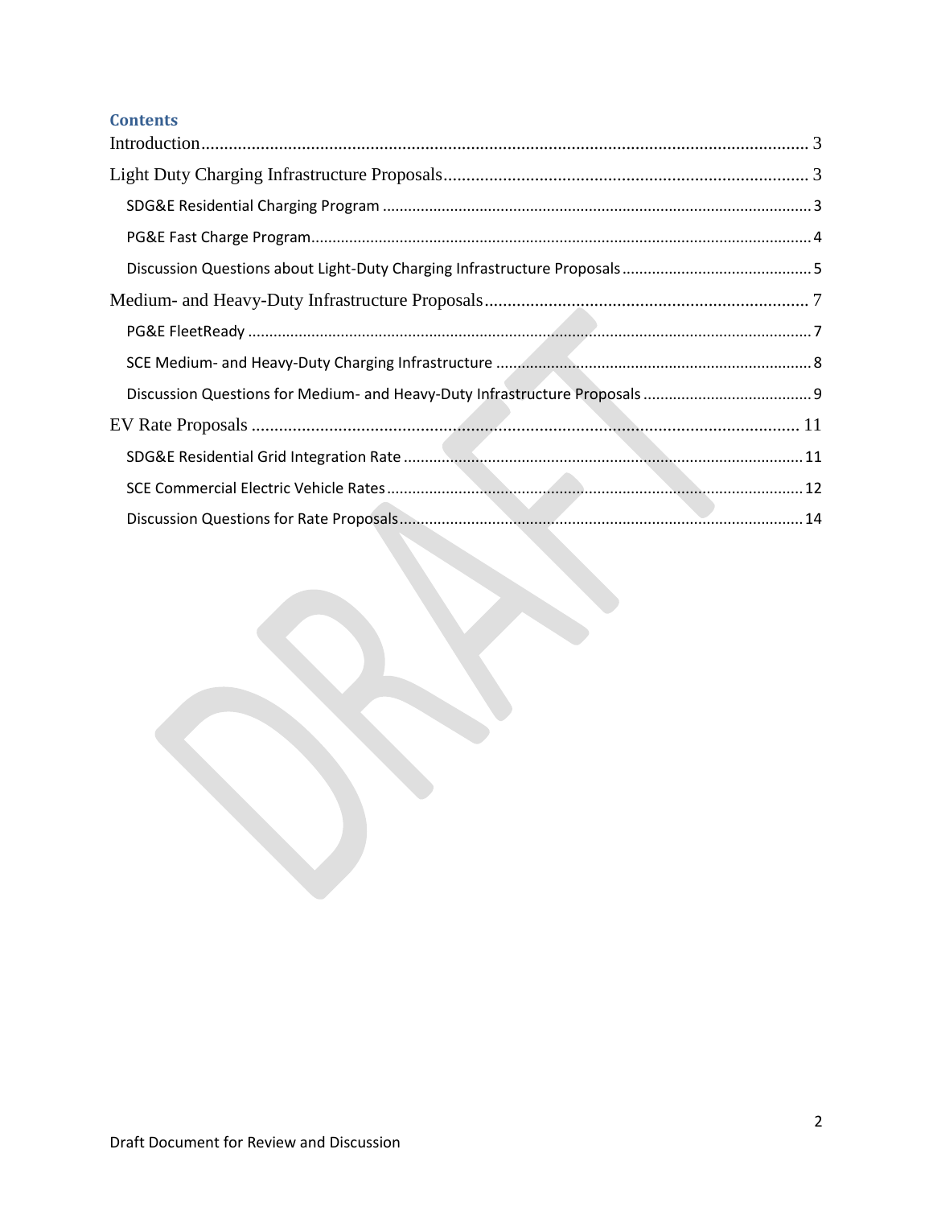**Contents**

Introduction ..................................................................................................................................... 3

Light Duty Charging Infrastructure Proposals ................................................................................ 3

SDG&E Residential Charging Program ....................................................................................... 3

PG&E Fast Charge Program ........................................................................................................ 4

Discussion Questions about Light-Duty Charging Infrastructure Proposals ............................... 5

Medium- and Heavy-Duty Infrastructure Proposals ....................................................................... 7

PG&E FleetReady ........................................................................................................................ 7

SCE Medium- and Heavy-Duty Charging Infrastructure ............................................................. 8

Discussion Questions for Medium- and Heavy-Duty Infrastructure Proposals ........................... 9

EV Rate Proposals ........................................................................................................................ 11

SDG&E Residential Grid Integration Rate ................................................................................ 11

SCE Commercial Electric Vehicle Rates .................................................................................... 12

Discussion Questions for Rate Proposals .................................................................................. 14

Draft Document for Review and Discussion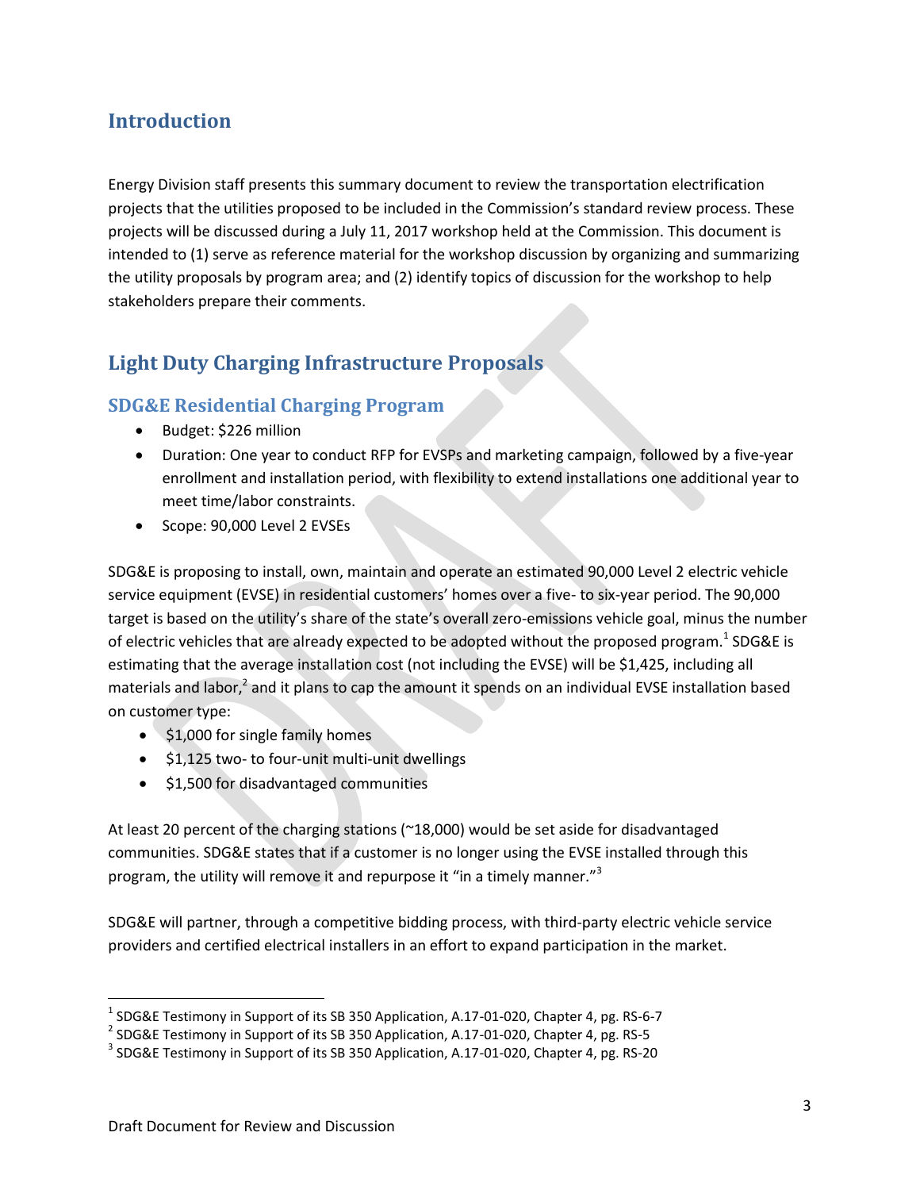## Introduction

Energy Division staff presents this summary document to review the transportation electrification projects that the utilities proposed to be included in the Commission's standard review process. These projects will be discussed during a July 11, 2017 workshop held at the Commission. This document is intended to (1) serve as reference material for the workshop discussion by organizing and summarizing the utility proposals by program area; and (2) identify topics of discussion for the workshop to help stakeholders prepare their comments.

## Light Duty Charging Infrastructure Proposals

### SDG&E Residential Charging Program

- Budget: $226 million
- Duration: One year to conduct RFP for EVSPs and marketing campaign, followed by a five-year enrollment and installation period, with flexibility to extend installations one additional year to meet time/labor constraints.
- Scope: 90,000 Level 2 EVSEs

SDG&E is proposing to install, own, maintain and operate an estimated 90,000 Level 2 electric vehicle service equipment (EVSE) in residential customers' homes over a five- to six-year period. The 90,000 target is based on the utility's share of the state's overall zero-emissions vehicle goal, minus the number of electric vehicles that are already expected to be adopted without the proposed program.[1] SDG&E is estimating that the average installation cost (not including the EVSE) will be $1,425, including all materials and labor,[2] and it plans to cap the amount it spends on an individual EVSE installation based on customer type:

- $1,000 for single family homes
- $1,125 two- to four-unit multi-unit dwellings
- $1,500 for disadvantaged communities

At least 20 percent of the charging stations (~18,000) would be set aside for disadvantaged communities. SDG&E states that if a customer is no longer using the EVSE installed through this program, the utility will remove it and repurpose it "in a timely manner."[3]

SDG&E will partner, through a competitive bidding process, with third-party electric vehicle service providers and certified electrical installers in an effort to expand participation in the market.

[1] SDG&E Testimony in Support of its SB 350 Application, A.17-01-020, Chapter 4, pg. RS-6-7
[2] SDG&E Testimony in Support of its SB 350 Application, A.17-01-020, Chapter 4, pg. RS-5
[3] SDG&E Testimony in Support of its SB 350 Application, A.17-01-020, Chapter 4, pg. RS-20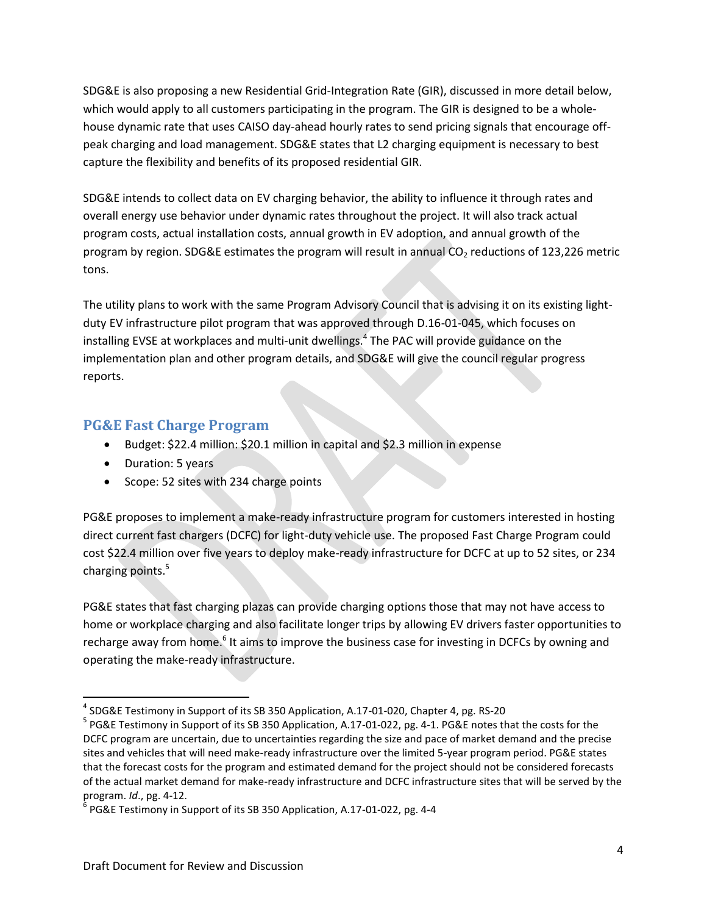SDG&E is also proposing a new Residential Grid-Integration Rate (GIR), discussed in more detail below, which would apply to all customers participating in the program. The GIR is designed to be a whole-house dynamic rate that uses CAISO day-ahead hourly rates to send pricing signals that encourage off-peak charging and load management. SDG&E states that L2 charging equipment is necessary to best capture the flexibility and benefits of its proposed residential GIR.

SDG&E intends to collect data on EV charging behavior, the ability to influence it through rates and overall energy use behavior under dynamic rates throughout the project. It will also track actual program costs, actual installation costs, annual growth in EV adoption, and annual growth of the program by region. SDG&E estimates the program will result in annual $CO_2$ reductions of 123,226 metric tons.

The utility plans to work with the same Program Advisory Council that is advising it on its existing light-duty EV infrastructure pilot program that was approved through D.16-01-045, which focuses on installing EVSE at workplaces and multi-unit dwellings.[4] The PAC will provide guidance on the implementation plan and other program details, and SDG&E will give the council regular progress reports.

## PG&E Fast Charge Program

- Budget: $22.4 million: $20.1 million in capital and $2.3 million in expense
- Duration: 5 years
- Scope: 52 sites with 234 charge points

PG&E proposes to implement a make-ready infrastructure program for customers interested in hosting direct current fast chargers (DCFC) for light-duty vehicle use. The proposed Fast Charge Program could cost $22.4 million over five years to deploy make-ready infrastructure for DCFC at up to 52 sites, or 234 charging points.[5]

PG&E states that fast charging plazas can provide charging options those that may not have access to home or workplace charging and also facilitate longer trips by allowing EV drivers faster opportunities to recharge away from home.[6] It aims to improve the business case for investing in DCFCs by owning and operating the make-ready infrastructure.

---

[4] SDG&E Testimony in Support of its SB 350 Application, A.17-01-020, Chapter 4, pg. RS-20

[5] PG&E Testimony in Support of its SB 350 Application, A.17-01-022, pg. 4-1. PG&E notes that the costs for the DCFC program are uncertain, due to uncertainties regarding the size and pace of market demand and the precise sites and vehicles that will need make-ready infrastructure over the limited 5-year program period. PG&E states that the forecast costs for the program and estimated demand for the project should not be considered forecasts of the actual market demand for make-ready infrastructure and DCFC infrastructure sites that will be served by the program. *Id*., pg. 4-12.

[6] PG&E Testimony in Support of its SB 350 Application, A.17-01-022, pg. 4-4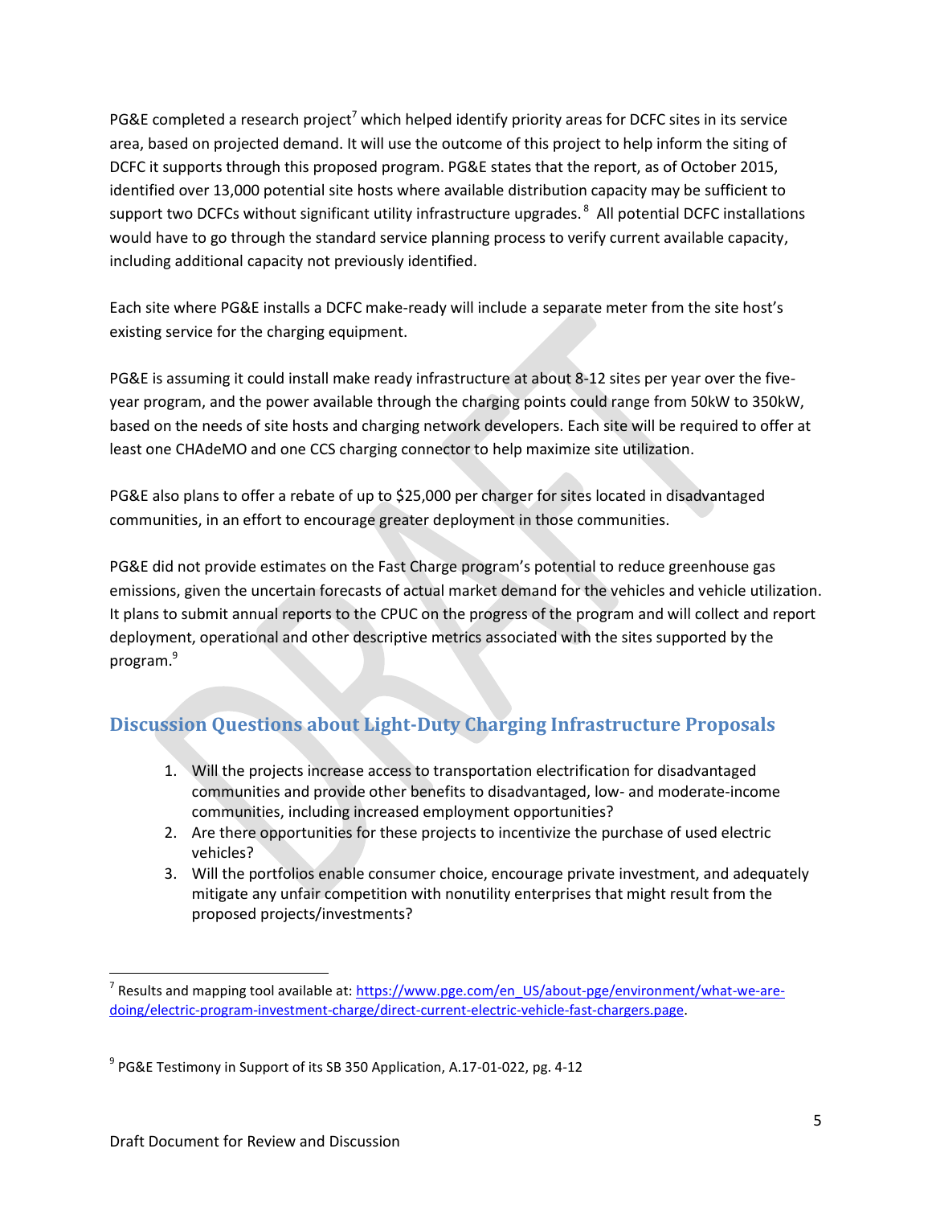PG&E completed a research project[7] which helped identify priority areas for DCFC sites in its service area, based on projected demand. It will use the outcome of this project to help inform the siting of DCFC it supports through this proposed program. PG&E states that the report, as of October 2015, identified over 13,000 potential site hosts where available distribution capacity may be sufficient to support two DCFCs without significant utility infrastructure upgrades.[8] All potential DCFC installations would have to go through the standard service planning process to verify current available capacity, including additional capacity not previously identified.

Each site where PG&E installs a DCFC make-ready will include a separate meter from the site host's existing service for the charging equipment.

PG&E is assuming it could install make ready infrastructure at about 8-12 sites per year over the five-year program, and the power available through the charging points could range from 50kW to 350kW, based on the needs of site hosts and charging network developers. Each site will be required to offer at least one CHAdeMO and one CCS charging connector to help maximize site utilization.

PG&E also plans to offer a rebate of up to $25,000 per charger for sites located in disadvantaged communities, in an effort to encourage greater deployment in those communities.

PG&E did not provide estimates on the Fast Charge program's potential to reduce greenhouse gas emissions, given the uncertain forecasts of actual market demand for the vehicles and vehicle utilization. It plans to submit annual reports to the CPUC on the progress of the program and will collect and report deployment, operational and other descriptive metrics associated with the sites supported by the program.[9]

## Discussion Questions about Light-Duty Charging Infrastructure Proposals

1. Will the projects increase access to transportation electrification for disadvantaged communities and provide other benefits to disadvantaged, low- and moderate-income communities, including increased employment opportunities?
2. Are there opportunities for these projects to incentivize the purchase of used electric vehicles?
3. Will the portfolios enable consumer choice, encourage private investment, and adequately mitigate any unfair competition with nonutility enterprises that might result from the proposed projects/investments?

---

[7] Results and mapping tool available at: https://www.pge.com/en_US/about-pge/environment/what-we-are-doing/electric-program-investment-charge/direct-current-electric-vehicle-fast-chargers.page.

[9] PG&E Testimony in Support of its SB 350 Application, A.17-01-022, pg. 4-12

Draft Document for Review and Discussion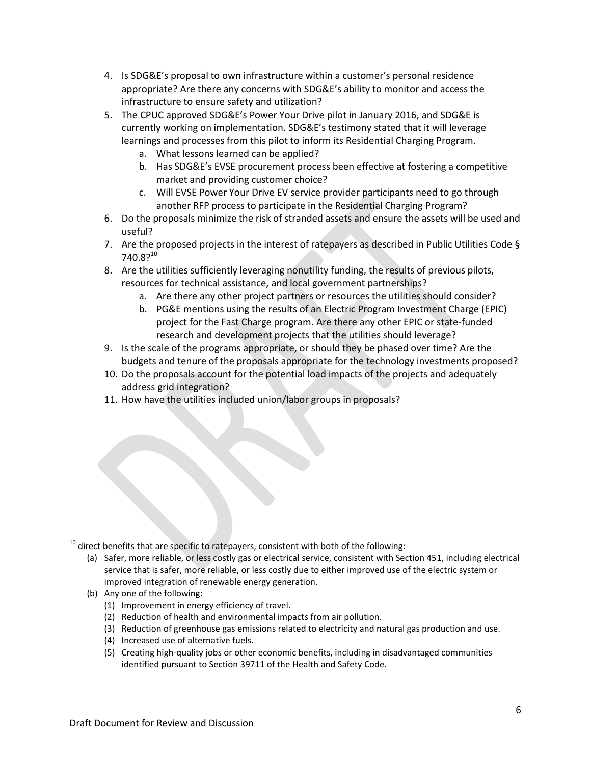4. Is SDG&E's proposal to own infrastructure within a customer's personal residence appropriate? Are there any concerns with SDG&E's ability to monitor and access the infrastructure to ensure safety and utilization?
5. The CPUC approved SDG&E's Power Your Drive pilot in January 2016, and SDG&E is currently working on implementation. SDG&E's testimony stated that it will leverage learnings and processes from this pilot to inform its Residential Charging Program.
   a. What lessons learned can be applied?
   b. Has SDG&E's EVSE procurement process been effective at fostering a competitive market and providing customer choice?
   c. Will EVSE Power Your Drive EV service provider participants need to go through another RFP process to participate in the Residential Charging Program?
6. Do the proposals minimize the risk of stranded assets and ensure the assets will be used and useful?
7. Are the proposed projects in the interest of ratepayers as described in Public Utilities Code § 740.8?[10]
8. Are the utilities sufficiently leveraging nonutility funding, the results of previous pilots, resources for technical assistance, and local government partnerships?
   a. Are there any other project partners or resources the utilities should consider?
   b. PG&E mentions using the results of an Electric Program Investment Charge (EPIC) project for the Fast Charge program. Are there any other EPIC or state-funded research and development projects that the utilities should leverage?
9. Is the scale of the programs appropriate, or should they be phased over time? Are the budgets and tenure of the proposals appropriate for the technology investments proposed?
10. Do the proposals account for the potential load impacts of the projects and adequately address grid integration?
11. How have the utilities included union/labor groups in proposals?

---

[10] direct benefits that are specific to ratepayers, consistent with both of the following:

(a) Safer, more reliable, or less costly gas or electrical service, consistent with Section 451, including electrical service that is safer, more reliable, or less costly due to either improved use of the electric system or improved integration of renewable energy generation.

(b) Any one of the following:

(1) Improvement in energy efficiency of travel.

(2) Reduction of health and environmental impacts from air pollution.

(3) Reduction of greenhouse gas emissions related to electricity and natural gas production and use.

(4) Increased use of alternative fuels.

(5) Creating high-quality jobs or other economic benefits, including in disadvantaged communities identified pursuant to Section 39711 of the Health and Safety Code.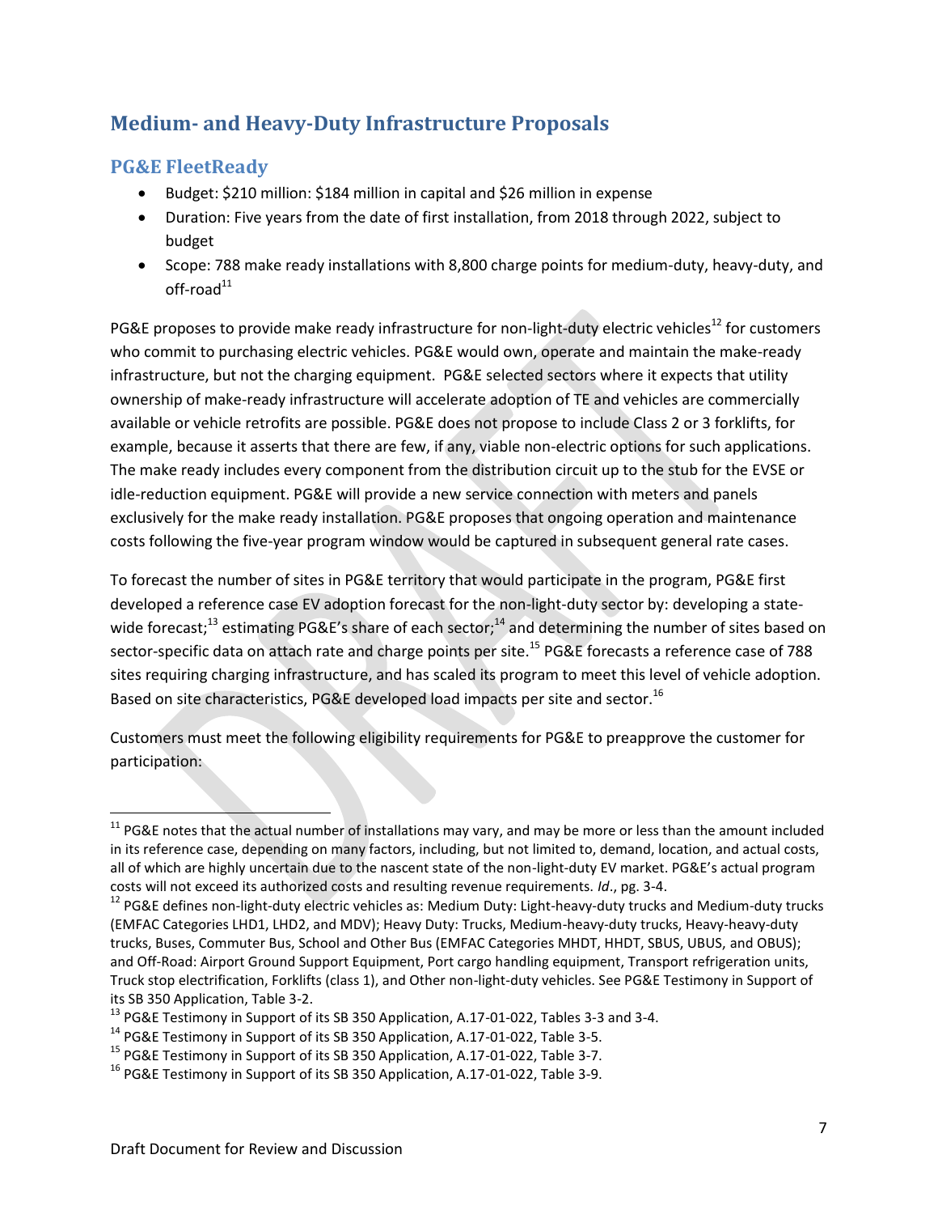## Medium- and Heavy-Duty Infrastructure Proposals

### PG&E FleetReady

- Budget: $210 million: $184 million in capital and $26 million in expense
- Duration: Five years from the date of first installation, from 2018 through 2022, subject to budget
- Scope: 788 make ready installations with 8,800 charge points for medium-duty, heavy-duty, and off-road[11]

PG&E proposes to provide make ready infrastructure for non-light-duty electric vehicles[12] for customers who commit to purchasing electric vehicles. PG&E would own, operate and maintain the make-ready infrastructure, but not the charging equipment. PG&E selected sectors where it expects that utility ownership of make-ready infrastructure will accelerate adoption of TE and vehicles are commercially available or vehicle retrofits are possible. PG&E does not propose to include Class 2 or 3 forklifts, for example, because it asserts that there are few, if any, viable non-electric options for such applications. The make ready includes every component from the distribution circuit up to the stub for the EVSE or idle-reduction equipment. PG&E will provide a new service connection with meters and panels exclusively for the make ready installation. PG&E proposes that ongoing operation and maintenance costs following the five-year program window would be captured in subsequent general rate cases.

To forecast the number of sites in PG&E territory that would participate in the program, PG&E first developed a reference case EV adoption forecast for the non-light-duty sector by: developing a state-wide forecast;[13] estimating PG&E's share of each sector;[14] and determining the number of sites based on sector-specific data on attach rate and charge points per site.[15] PG&E forecasts a reference case of 788 sites requiring charging infrastructure, and has scaled its program to meet this level of vehicle adoption. Based on site characteristics, PG&E developed load impacts per site and sector.[16]

Customers must meet the following eligibility requirements for PG&E to preapprove the customer for participation:

---

[11] PG&E notes that the actual number of installations may vary, and may be more or less than the amount included in its reference case, depending on many factors, including, but not limited to, demand, location, and actual costs, all of which are highly uncertain due to the nascent state of the non-light-duty EV market. PG&E's actual program costs will not exceed its authorized costs and resulting revenue requirements. *Id*., pg. 3-4.

[12] PG&E defines non-light-duty electric vehicles as: Medium Duty: Light-heavy-duty trucks and Medium-duty trucks (EMFAC Categories LHD1, LHD2, and MDV); Heavy Duty: Trucks, Medium-heavy-duty trucks, Heavy-heavy-duty trucks, Buses, Commuter Bus, School and Other Bus (EMFAC Categories MHDT, HHDT, SBUS, UBUS, and OBUS); and Off-Road: Airport Ground Support Equipment, Port cargo handling equipment, Transport refrigeration units, Truck stop electrification, Forklifts (class 1), and Other non-light-duty vehicles. See PG&E Testimony in Support of its SB 350 Application, Table 3-2.

[13] PG&E Testimony in Support of its SB 350 Application, A.17-01-022, Tables 3-3 and 3-4.

[14] PG&E Testimony in Support of its SB 350 Application, A.17-01-022, Table 3-5.

[15] PG&E Testimony in Support of its SB 350 Application, A.17-01-022, Table 3-7.

[16] PG&E Testimony in Support of its SB 350 Application, A.17-01-022, Table 3-9.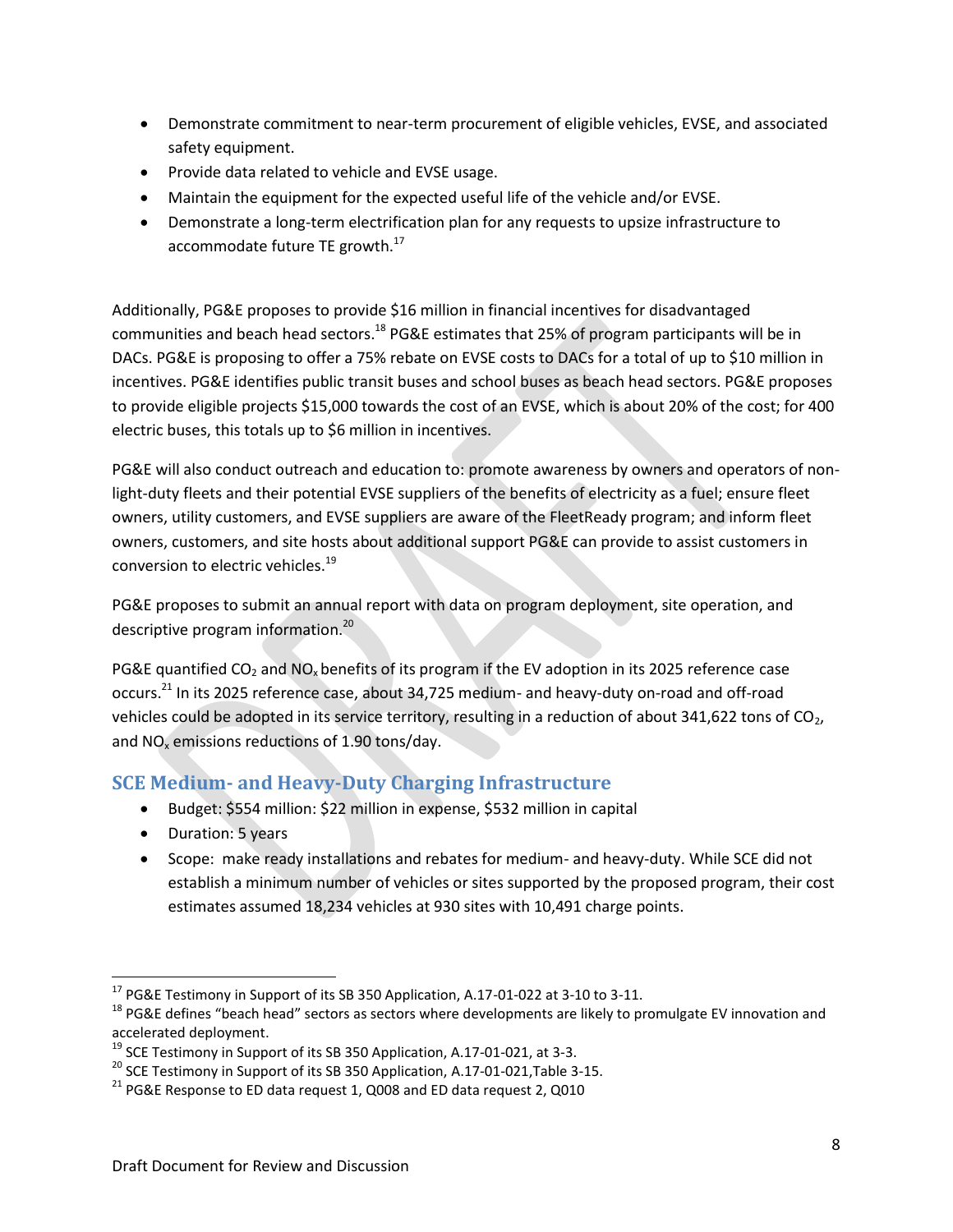- Demonstrate commitment to near-term procurement of eligible vehicles, EVSE, and associated safety equipment.
- Provide data related to vehicle and EVSE usage.
- Maintain the equipment for the expected useful life of the vehicle and/or EVSE.
- Demonstrate a long-term electrification plan for any requests to upsize infrastructure to accommodate future TE growth.[17]

Additionally, PG&E proposes to provide $16 million in financial incentives for disadvantaged communities and beach head sectors.[18] PG&E estimates that 25% of program participants will be in DACs. PG&E is proposing to offer a 75% rebate on EVSE costs to DACs for a total of up to $10 million in incentives. PG&E identifies public transit buses and school buses as beach head sectors. PG&E proposes to provide eligible projects $15,000 towards the cost of an EVSE, which is about 20% of the cost; for 400 electric buses, this totals up to $6 million in incentives.

PG&E will also conduct outreach and education to: promote awareness by owners and operators of non-light-duty fleets and their potential EVSE suppliers of the benefits of electricity as a fuel; ensure fleet owners, utility customers, and EVSE suppliers are aware of the FleetReady program; and inform fleet owners, customers, and site hosts about additional support PG&E can provide to assist customers in conversion to electric vehicles.[19]

PG&E proposes to submit an annual report with data on program deployment, site operation, and descriptive program information.[20]

PG&E quantified $CO_2$ and $NO_x$ benefits of its program if the EV adoption in its 2025 reference case occurs.[21] In its 2025 reference case, about 34,725 medium- and heavy-duty on-road and off-road vehicles could be adopted in its service territory, resulting in a reduction of about 341,622 tons of $CO_2$, and $NO_x$ emissions reductions of 1.90 tons/day.

## SCE Medium- and Heavy-Duty Charging Infrastructure

- Budget: $554 million: $22 million in expense, $532 million in capital
- Duration: 5 years
- Scope: make ready installations and rebates for medium- and heavy-duty. While SCE did not establish a minimum number of vehicles or sites supported by the proposed program, their cost estimates assumed 18,234 vehicles at 930 sites with 10,491 charge points.

---

[17] PG&E Testimony in Support of its SB 350 Application, A.17-01-022 at 3-10 to 3-11.

[18] PG&E defines "beach head" sectors as sectors where developments are likely to promulgate EV innovation and accelerated deployment.

[19] SCE Testimony in Support of its SB 350 Application, A.17-01-021, at 3-3.

[20] SCE Testimony in Support of its SB 350 Application, A.17-01-021,Table 3-15.

[21] PG&E Response to ED data request 1, Q008 and ED data request 2, Q010

Draft Document for Review and Discussion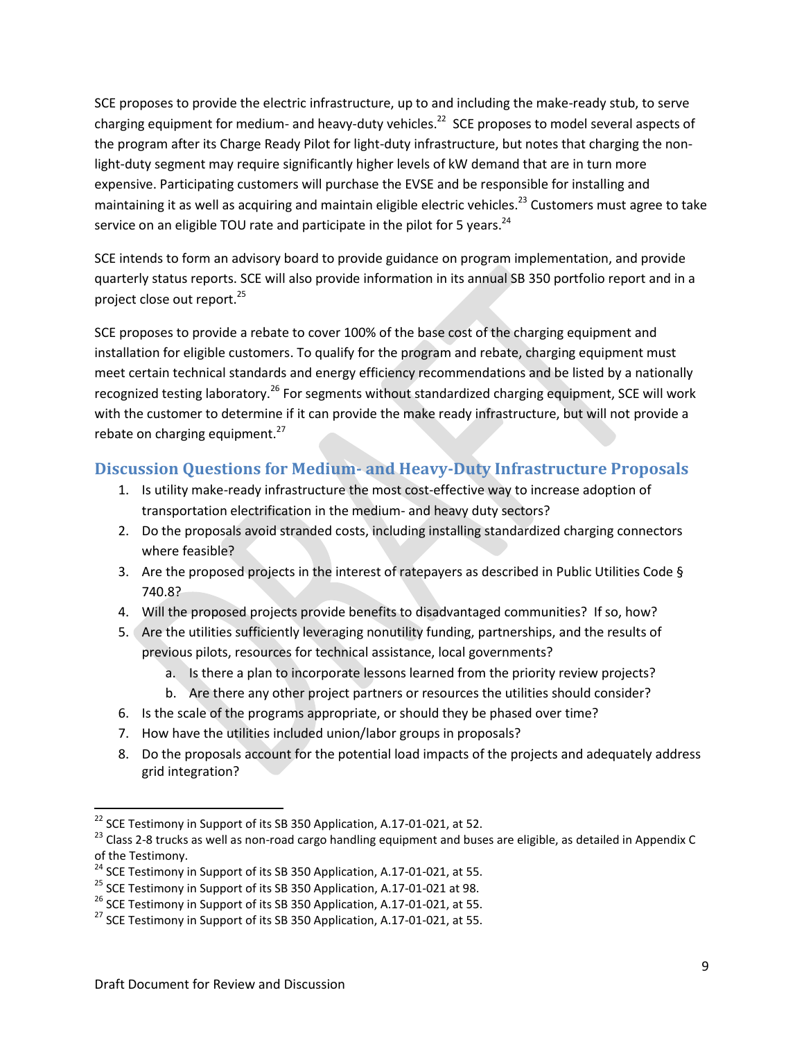SCE proposes to provide the electric infrastructure, up to and including the make-ready stub, to serve charging equipment for medium- and heavy-duty vehicles.[22] SCE proposes to model several aspects of the program after its Charge Ready Pilot for light-duty infrastructure, but notes that charging the non-light-duty segment may require significantly higher levels of kW demand that are in turn more expensive. Participating customers will purchase the EVSE and be responsible for installing and maintaining it as well as acquiring and maintain eligible electric vehicles.[23] Customers must agree to take service on an eligible TOU rate and participate in the pilot for 5 years.[24]

SCE intends to form an advisory board to provide guidance on program implementation, and provide quarterly status reports. SCE will also provide information in its annual SB 350 portfolio report and in a project close out report.[25]

SCE proposes to provide a rebate to cover 100% of the base cost of the charging equipment and installation for eligible customers. To qualify for the program and rebate, charging equipment must meet certain technical standards and energy efficiency recommendations and be listed by a nationally recognized testing laboratory.[26] For segments without standardized charging equipment, SCE will work with the customer to determine if it can provide the make ready infrastructure, but will not provide a rebate on charging equipment.[27]

## Discussion Questions for Medium- and Heavy-Duty Infrastructure Proposals

1. Is utility make-ready infrastructure the most cost-effective way to increase adoption of transportation electrification in the medium- and heavy duty sectors?
2. Do the proposals avoid stranded costs, including installing standardized charging connectors where feasible?
3. Are the proposed projects in the interest of ratepayers as described in Public Utilities Code § 740.8?
4. Will the proposed projects provide benefits to disadvantaged communities? If so, how?
5. Are the utilities sufficiently leveraging nonutility funding, partnerships, and the results of previous pilots, resources for technical assistance, local governments?
    a. Is there a plan to incorporate lessons learned from the priority review projects?
    b. Are there any other project partners or resources the utilities should consider?
6. Is the scale of the programs appropriate, or should they be phased over time?
7. How have the utilities included union/labor groups in proposals?
8. Do the proposals account for the potential load impacts of the projects and adequately address grid integration?

---

[22] SCE Testimony in Support of its SB 350 Application, A.17-01-021, at 52.

[23] Class 2-8 trucks as well as non-road cargo handling equipment and buses are eligible, as detailed in Appendix C of the Testimony.

[24] SCE Testimony in Support of its SB 350 Application, A.17-01-021, at 55.

[25] SCE Testimony in Support of its SB 350 Application, A.17-01-021 at 98.

[26] SCE Testimony in Support of its SB 350 Application, A.17-01-021, at 55.

[27] SCE Testimony in Support of its SB 350 Application, A.17-01-021, at 55.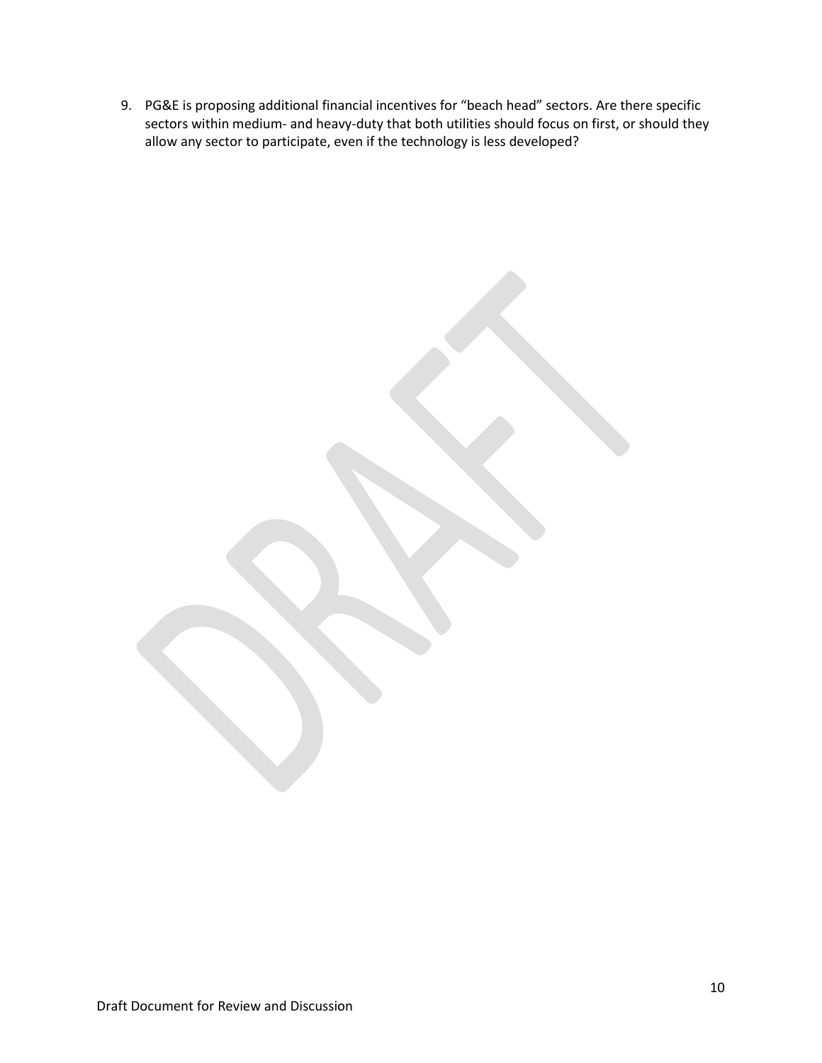9. PG&E is proposing additional financial incentives for "beach head" sectors. Are there specific sectors within medium- and heavy-duty that both utilities should focus on first, or should they allow any sector to participate, even if the technology is less developed?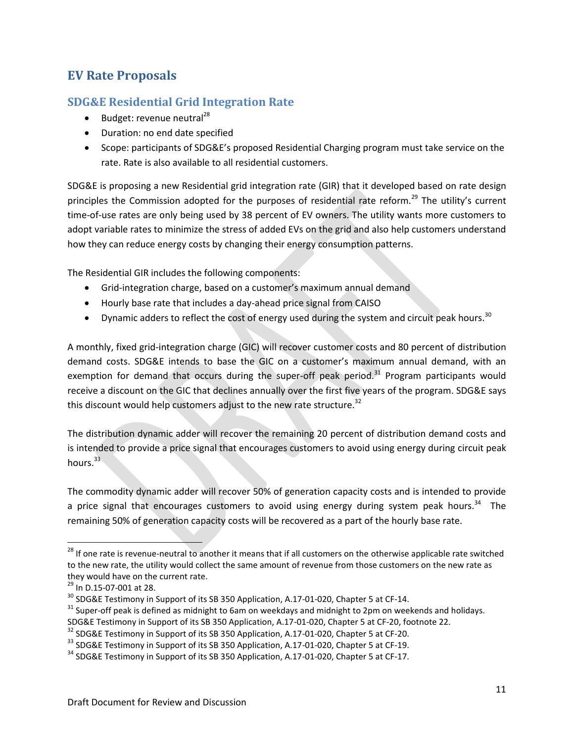## EV Rate Proposals

### SDG&E Residential Grid Integration Rate

- Budget: revenue neutral[28]
- Duration: no end date specified
- Scope: participants of SDG&E's proposed Residential Charging program must take service on the rate. Rate is also available to all residential customers.

SDG&E is proposing a new Residential grid integration rate (GIR) that it developed based on rate design principles the Commission adopted for the purposes of residential rate reform.[29] The utility's current time-of-use rates are only being used by 38 percent of EV owners. The utility wants more customers to adopt variable rates to minimize the stress of added EVs on the grid and also help customers understand how they can reduce energy costs by changing their energy consumption patterns.

The Residential GIR includes the following components:

- Grid-integration charge, based on a customer's maximum annual demand
- Hourly base rate that includes a day-ahead price signal from CAISO
- Dynamic adders to reflect the cost of energy used during the system and circuit peak hours.[30]

A monthly, fixed grid-integration charge (GIC) will recover customer costs and 80 percent of distribution demand costs. SDG&E intends to base the GIC on a customer's maximum annual demand, with an exemption for demand that occurs during the super-off peak period.[31] Program participants would receive a discount on the GIC that declines annually over the first five years of the program. SDG&E says this discount would help customers adjust to the new rate structure.[32]

The distribution dynamic adder will recover the remaining 20 percent of distribution demand costs and is intended to provide a price signal that encourages customers to avoid using energy during circuit peak hours.[33]

The commodity dynamic adder will recover 50% of generation capacity costs and is intended to provide a price signal that encourages customers to avoid using energy during system peak hours.[34] The remaining 50% of generation capacity costs will be recovered as a part of the hourly base rate.

---

[28] If one rate is revenue-neutral to another it means that if all customers on the otherwise applicable rate switched to the new rate, the utility would collect the same amount of revenue from those customers on the new rate as they would have on the current rate.

[29] In D.15-07-001 at 28.

[30] SDG&E Testimony in Support of its SB 350 Application, A.17-01-020, Chapter 5 at CF-14.

[31] Super-off peak is defined as midnight to 6am on weekdays and midnight to 2pm on weekends and holidays. SDG&E Testimony in Support of its SB 350 Application, A.17-01-020, Chapter 5 at CF-20, footnote 22.

[32] SDG&E Testimony in Support of its SB 350 Application, A.17-01-020, Chapter 5 at CF-20.

[33] SDG&E Testimony in Support of its SB 350 Application, A.17-01-020, Chapter 5 at CF-19.

[34] SDG&E Testimony in Support of its SB 350 Application, A.17-01-020, Chapter 5 at CF-17.

Draft Document for Review and Discussion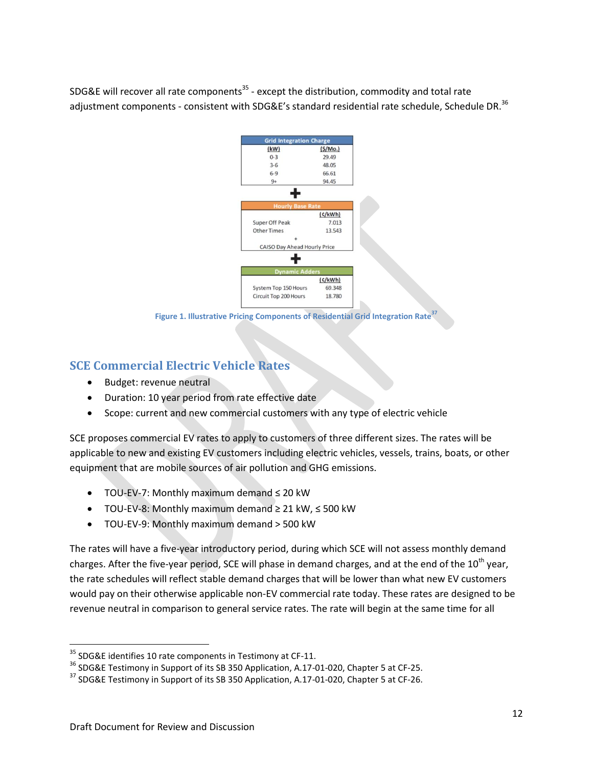SDG&E will recover all rate components[35] - except the distribution, commodity and total rate adjustment components - consistent with SDG&E's standard residential rate schedule, Schedule DR.[36]

| Grid Integration Charge | |
|---|---|
| (kW) | ($/Mo.) |
| 0-3 | 29.49 |
| 3-6 | 48.05 |
| 6-9 | 66.61 |
| 9+ | 94.45 |

+

| Hourly Base Rate | |
|---|---|
| | (¢/kWh) |
| Super Off Peak | 7.013 |
| Other Times | 13.543 |
| + | |
| CAISO Day Ahead Hourly Price | |

+

| Dynamic Adders | |
|---|---|
| | (¢/kWh) |
| System Top 150 Hours | 69.348 |
| Circuit Top 200 Hours | 18.780 |

Figure 1. Illustrative Pricing Components of Residential Grid Integration Rate[37]

## SCE Commercial Electric Vehicle Rates

- Budget: revenue neutral
- Duration: 10 year period from rate effective date
- Scope: current and new commercial customers with any type of electric vehicle

SCE proposes commercial EV rates to apply to customers of three different sizes. The rates will be applicable to new and existing EV customers including electric vehicles, vessels, trains, boats, or other equipment that are mobile sources of air pollution and GHG emissions.

- TOU-EV-7: Monthly maximum demand ≤ 20 kW
- TOU-EV-8: Monthly maximum demand ≥ 21 kW, ≤ 500 kW
- TOU-EV-9: Monthly maximum demand > 500 kW

The rates will have a five-year introductory period, during which SCE will not assess monthly demand charges. After the five-year period, SCE will phase in demand charges, and at the end of the 10th year, the rate schedules will reflect stable demand charges that will be lower than what new EV customers would pay on their otherwise applicable non-EV commercial rate today. These rates are designed to be revenue neutral in comparison to general service rates. The rate will begin at the same time for all

[35] SDG&E identifies 10 rate components in Testimony at CF-11.

[36] SDG&E Testimony in Support of its SB 350 Application, A.17-01-020, Chapter 5 at CF-25.

[37] SDG&E Testimony in Support of its SB 350 Application, A.17-01-020, Chapter 5 at CF-26.

Draft Document for Review and Discussion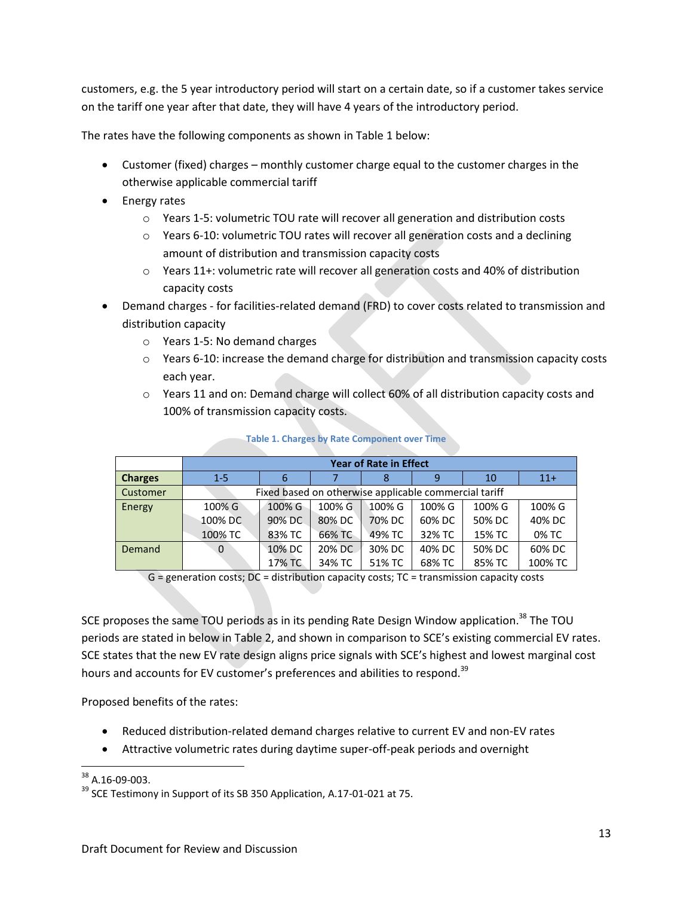customers, e.g. the 5 year introductory period will start on a certain date, so if a customer takes service on the tariff one year after that date, they will have 4 years of the introductory period.

The rates have the following components as shown in Table 1 below:

- Customer (fixed) charges – monthly customer charge equal to the customer charges in the otherwise applicable commercial tariff
- Energy rates
  - Years 1-5: volumetric TOU rate will recover all generation and distribution costs
  - Years 6-10: volumetric TOU rates will recover all generation costs and a declining amount of distribution and transmission capacity costs
  - Years 11+: volumetric rate will recover all generation costs and 40% of distribution capacity costs
- Demand charges - for facilities-related demand (FRD) to cover costs related to transmission and distribution capacity
  - Years 1-5: No demand charges
  - Years 6-10: increase the demand charge for distribution and transmission capacity costs each year.
  - Years 11 and on: Demand charge will collect 60% of all distribution capacity costs and 100% of transmission capacity costs.

**Table 1. Charges by Rate Component over Time**

| | Year of Rate in Effect | | | | | | |
|---|---|---|---|---|---|---|---|
| **Charges** | 1-5 | 6 | 7 | 8 | 9 | 10 | 11+ |
| Customer | Fixed based on otherwise applicable commercial tariff | | | | | | |
| Energy | 100% G<br>100% DC<br>100% TC | 100% G<br>90% DC<br>83% TC | 100% G<br>80% DC<br>66% TC | 100% G<br>70% DC<br>49% TC | 100% G<br>60% DC<br>32% TC | 100% G<br>50% DC<br>15% TC | 100% G<br>40% DC<br>0% TC |
| Demand | 0 | 10% DC<br>17% TC | 20% DC<br>34% TC | 30% DC<br>51% TC | 40% DC<br>68% TC | 50% DC<br>85% TC | 60% DC<br>100% TC |

G = generation costs; DC = distribution capacity costs; TC = transmission capacity costs

SCE proposes the same TOU periods as in its pending Rate Design Window application.[38] The TOU periods are stated in below in Table 2, and shown in comparison to SCE's existing commercial EV rates. SCE states that the new EV rate design aligns price signals with SCE's highest and lowest marginal cost hours and accounts for EV customer's preferences and abilities to respond.[39]

Proposed benefits of the rates:

- Reduced distribution-related demand charges relative to current EV and non-EV rates
- Attractive volumetric rates during daytime super-off-peak periods and overnight

[38] A.16-09-003.
[39] SCE Testimony in Support of its SB 350 Application, A.17-01-021 at 75.

Draft Document for Review and Discussion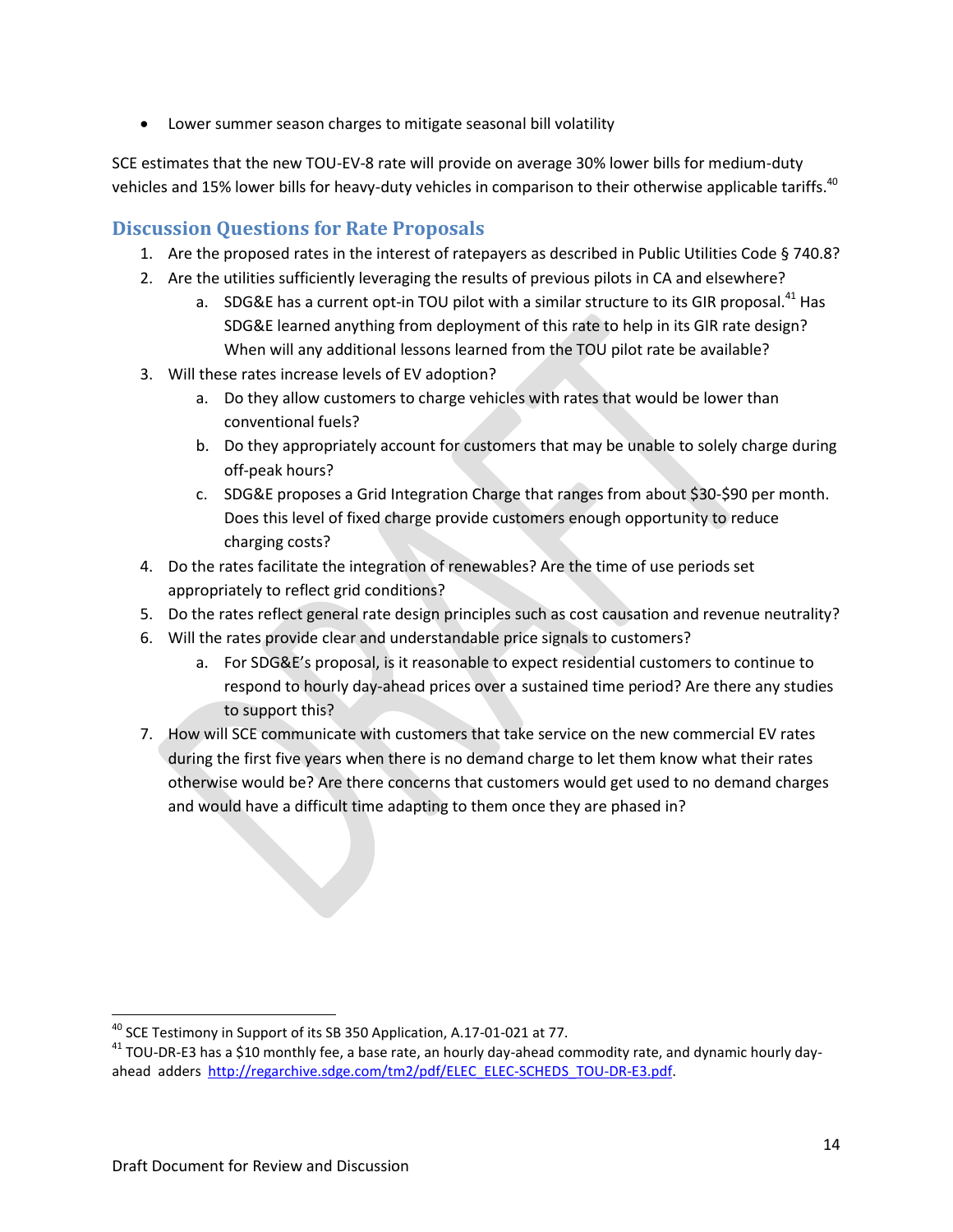- Lower summer season charges to mitigate seasonal bill volatility

SCE estimates that the new TOU-EV-8 rate will provide on average 30% lower bills for medium-duty vehicles and 15% lower bills for heavy-duty vehicles in comparison to their otherwise applicable tariffs.[40]

## Discussion Questions for Rate Proposals

1. Are the proposed rates in the interest of ratepayers as described in Public Utilities Code § 740.8?
2. Are the utilities sufficiently leveraging the results of previous pilots in CA and elsewhere?
   a. SDG&E has a current opt-in TOU pilot with a similar structure to its GIR proposal.[41] Has SDG&E learned anything from deployment of this rate to help in its GIR rate design? When will any additional lessons learned from the TOU pilot rate be available?
3. Will these rates increase levels of EV adoption?
   a. Do they allow customers to charge vehicles with rates that would be lower than conventional fuels?
   b. Do they appropriately account for customers that may be unable to solely charge during off-peak hours?
   c. SDG&E proposes a Grid Integration Charge that ranges from about $30-$90 per month. Does this level of fixed charge provide customers enough opportunity to reduce charging costs?
4. Do the rates facilitate the integration of renewables? Are the time of use periods set appropriately to reflect grid conditions?
5. Do the rates reflect general rate design principles such as cost causation and revenue neutrality?
6. Will the rates provide clear and understandable price signals to customers?
   a. For SDG&E's proposal, is it reasonable to expect residential customers to continue to respond to hourly day-ahead prices over a sustained time period? Are there any studies to support this?
7. How will SCE communicate with customers that take service on the new commercial EV rates during the first five years when there is no demand charge to let them know what their rates otherwise would be? Are there concerns that customers would get used to no demand charges and would have a difficult time adapting to them once they are phased in?

---

[40] SCE Testimony in Support of its SB 350 Application, A.17-01-021 at 77.

[41] TOU-DR-E3 has a $10 monthly fee, a base rate, an hourly day-ahead commodity rate, and dynamic hourly day-ahead adders http://regarchive.sdge.com/tm2/pdf/ELEC_ELEC-SCHEDS_TOU-DR-E3.pdf.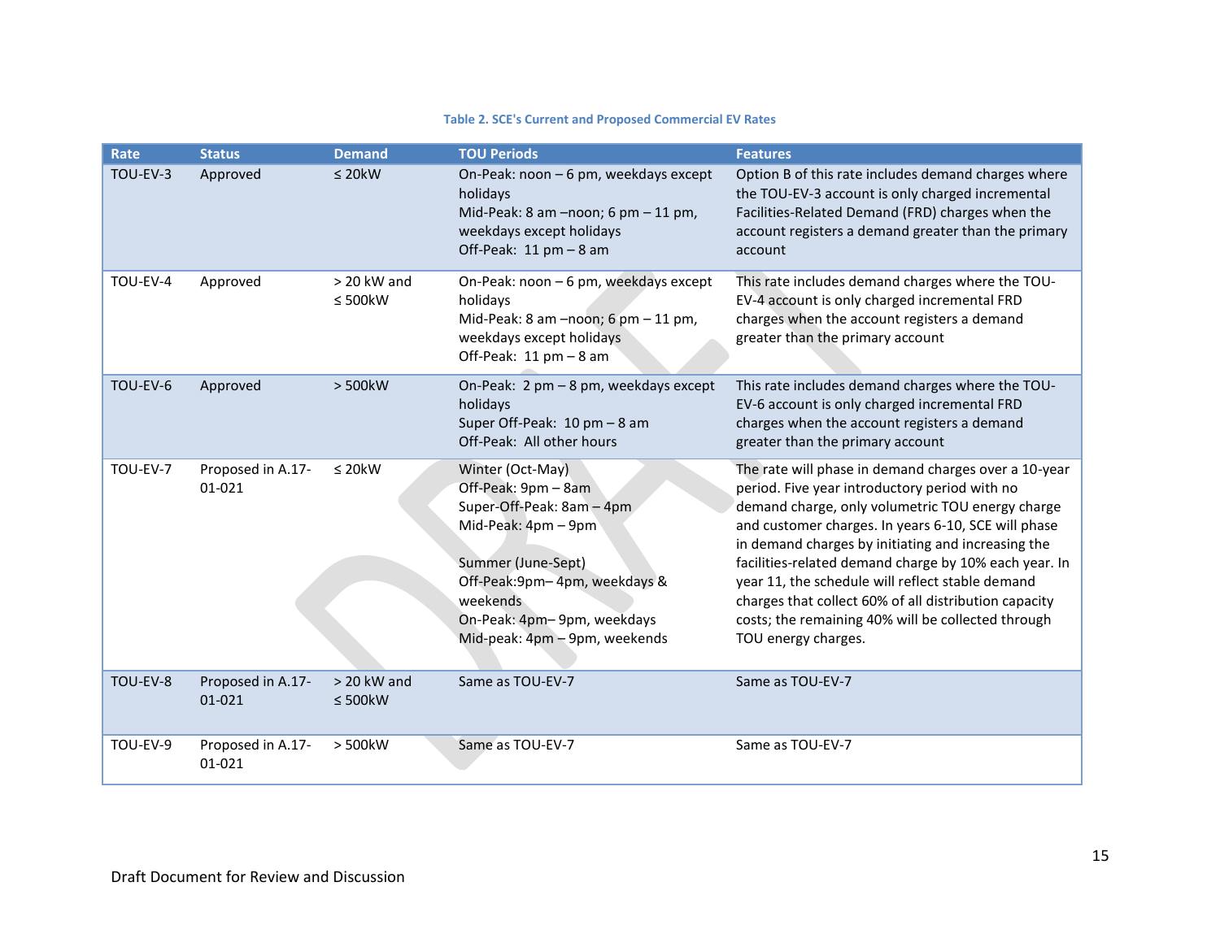Table 2. SCE's Current and Proposed Commercial EV Rates

| Rate | Status | Demand | TOU Periods | Features |
|---|---|---|---|---|
| TOU-EV-3 | Approved | ≤ 20kW | On-Peak: noon – 6 pm, weekdays except holidays<br>Mid-Peak: 8 am –noon; 6 pm – 11 pm, weekdays except holidays<br>Off-Peak: 11 pm – 8 am | Option B of this rate includes demand charges where the TOU-EV-3 account is only charged incremental Facilities-Related Demand (FRD) charges when the account registers a demand greater than the primary account |
| TOU-EV-4 | Approved | > 20 kW and ≤ 500kW | On-Peak: noon – 6 pm, weekdays except holidays<br>Mid-Peak: 8 am –noon; 6 pm – 11 pm, weekdays except holidays<br>Off-Peak: 11 pm – 8 am | This rate includes demand charges where the TOU-EV-4 account is only charged incremental FRD charges when the account registers a demand greater than the primary account |
| TOU-EV-6 | Approved | > 500kW | On-Peak: 2 pm – 8 pm, weekdays except holidays<br>Super Off-Peak: 10 pm – 8 am<br>Off-Peak: All other hours | This rate includes demand charges where the TOU-EV-6 account is only charged incremental FRD charges when the account registers a demand greater than the primary account |
| TOU-EV-7 | Proposed in A.17-01-021 | ≤ 20kW | Winter (Oct-May)<br>Off-Peak: 9pm – 8am<br>Super-Off-Peak: 8am – 4pm<br>Mid-Peak: 4pm – 9pm<br><br>Summer (June-Sept)<br>Off-Peak:9pm– 4pm, weekdays & weekends<br>On-Peak: 4pm– 9pm, weekdays<br>Mid-peak: 4pm – 9pm, weekends | The rate will phase in demand charges over a 10-year period. Five year introductory period with no demand charge, only volumetric TOU energy charge and customer charges. In years 6-10, SCE will phase in demand charges by initiating and increasing the facilities-related demand charge by 10% each year. In year 11, the schedule will reflect stable demand charges that collect 60% of all distribution capacity costs; the remaining 40% will be collected through TOU energy charges. |
| TOU-EV-8 | Proposed in A.17-01-021 | > 20 kW and ≤ 500kW | Same as TOU-EV-7 | Same as TOU-EV-7 |
| TOU-EV-9 | Proposed in A.17-01-021 | > 500kW | Same as TOU-EV-7 | Same as TOU-EV-7 |